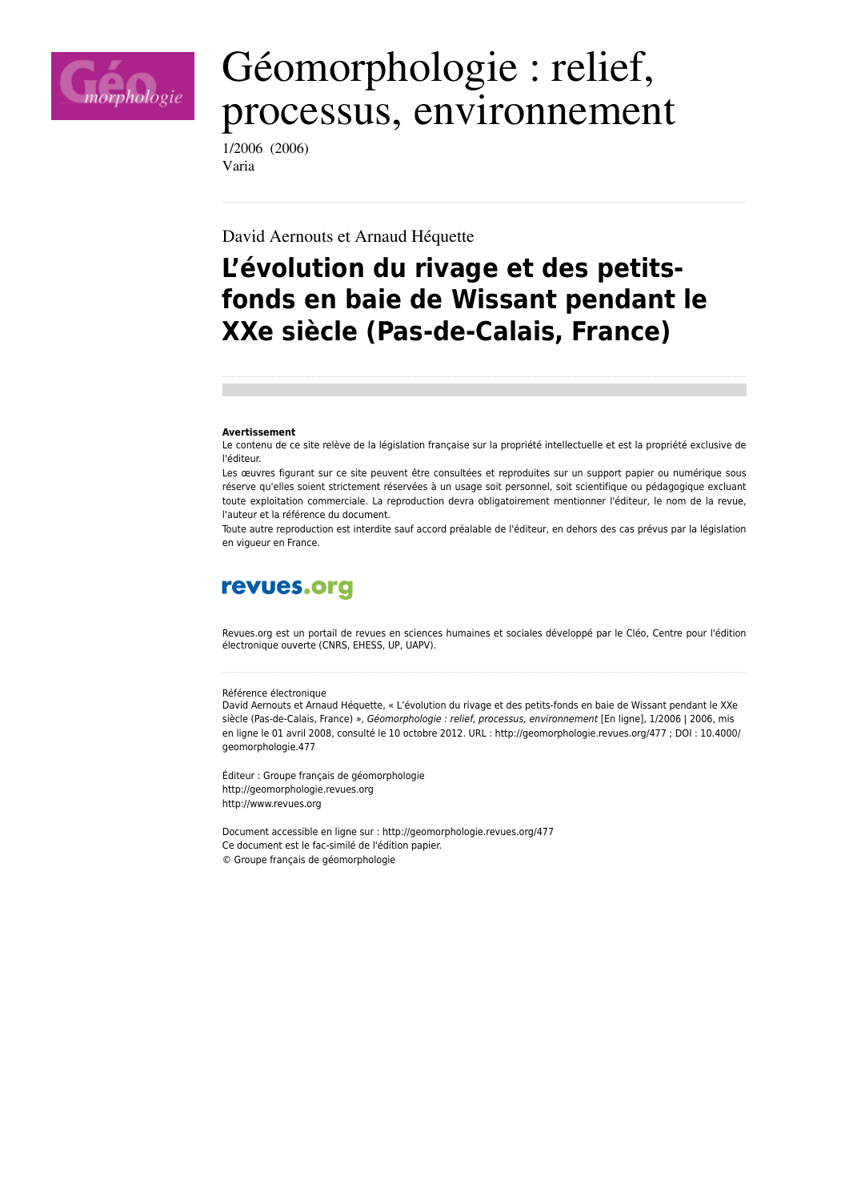# Géomorphologie : relief, processus, environnement

1/2006 (2006)
Varia

David Aernouts et Arnaud Héquette

## L'évolution du rivage et des petits-fonds en baie de Wissant pendant le XXe siècle (Pas-de-Calais, France)

**Avertissement**
Le contenu de ce site relève de la législation française sur la propriété intellectuelle et est la propriété exclusive de l'éditeur.
Les œuvres figurant sur ce site peuvent être consultées et reproduites sur un support papier ou numérique sous réserve qu'elles soient strictement réservées à un usage soit personnel, soit scientifique ou pédagogique excluant toute exploitation commerciale. La reproduction devra obligatoirement mentionner l'éditeur, le nom de la revue, l'auteur et la référence du document.
Toute autre reproduction est interdite sauf accord préalable de l'éditeur, en dehors des cas prévus par la législation en vigueur en France.

revues.org

Revues.org est un portail de revues en sciences humaines et sociales développé par le Cléo, Centre pour l'édition électronique ouverte (CNRS, EHESS, UP, UAPV).

Référence électronique
David Aernouts et Arnaud Héquette, « L'évolution du rivage et des petits-fonds en baie de Wissant pendant le XXe siècle (Pas-de-Calais, France) », *Géomorphologie : relief, processus, environnement* [En ligne], 1/2006 | 2006, mis en ligne le 01 avril 2008, consulté le 10 octobre 2012. URL : http://geomorphologie.revues.org/477 ; DOI : 10.4000/geomorphologie.477

Éditeur : Groupe français de géomorphologie
http://geomorphologie.revues.org
http://www.revues.org

Document accessible en ligne sur : http://geomorphologie.revues.org/477
Ce document est le fac-similé de l'édition papier.
© Groupe français de géomorphologie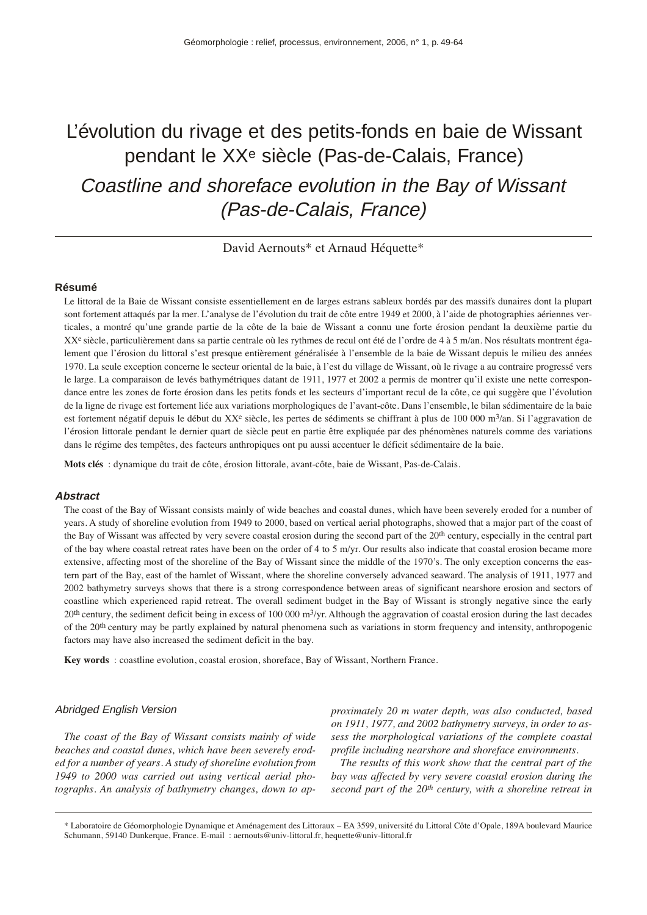# L'évolution du rivage et des petits-fonds en baie de Wissant pendant le XXe siècle (Pas-de-Calais, France)

## *Coastline and shoreface evolution in the Bay of Wissant (Pas-de-Calais, France)*

David Aernouts* et Arnaud Héquette*

### Résumé

Le littoral de la Baie de Wissant consiste essentiellement en de larges estrans sableux bordés par des massifs dunaires dont la plupart sont fortement attaqués par la mer. L'analyse de l'évolution du trait de côte entre 1949 et 2000, à l'aide de photographies aériennes verticales, a montré qu'une grande partie de la côte de la baie de Wissant a connu une forte érosion pendant la deuxième partie du XXe siècle, particulièrement dans sa partie centrale où les rythmes de recul ont été de l'ordre de 4 à 5 m/an. Nos résultats montrent également que l'érosion du littoral s'est presque entièrement généralisée à l'ensemble de la baie de Wissant depuis le milieu des années 1970. La seule exception concerne le secteur oriental de la baie, à l'est du village de Wissant, où le rivage a au contraire progressé vers le large. La comparaison de levés bathymétriques datant de 1911, 1977 et 2002 a permis de montrer qu'il existe une nette correspondance entre les zones de forte érosion dans les petits fonds et les secteurs d'important recul de la côte, ce qui suggère que l'évolution de la ligne de rivage est fortement liée aux variations morphologiques de l'avant-côte. Dans l'ensemble, le bilan sédimentaire de la baie est fortement négatif depuis le début du XXe siècle, les pertes de sédiments se chiffrant à plus de 100 000 m$^3$/an. Si l'aggravation de l'érosion littorale pendant le dernier quart de siècle peut en partie être expliquée par des phénomènes naturels comme des variations dans le régime des tempêtes, des facteurs anthropiques ont pu aussi accentuer le déficit sédimentaire de la baie.

**Mots clés** : dynamique du trait de côte, érosion littorale, avant-côte, baie de Wissant, Pas-de-Calais.

### *Abstract*

The coast of the Bay of Wissant consists mainly of wide beaches and coastal dunes, which have been severely eroded for a number of years. A study of shoreline evolution from 1949 to 2000, based on vertical aerial photographs, showed that a major part of the coast of the Bay of Wissant was affected by very severe coastal erosion during the second part of the 20th century, especially in the central part of the bay where coastal retreat rates have been on the order of 4 to 5 m/yr. Our results also indicate that coastal erosion became more extensive, affecting most of the shoreline of the Bay of Wissant since the middle of the 1970's. The only exception concerns the eastern part of the Bay, east of the hamlet of Wissant, where the shoreline conversely advanced seaward. The analysis of 1911, 1977 and 2002 bathymetry surveys shows that there is a strong correspondence between areas of significant nearshore erosion and sectors of coastline which experienced rapid retreat. The overall sediment budget in the Bay of Wissant is strongly negative since the early 20th century, the sediment deficit being in excess of 100 000 m$^3$/yr. Although the aggravation of coastal erosion during the last decades of the 20th century may be partly explained by natural phenomena such as variations in storm frequency and intensity, anthropogenic factors may have also increased the sediment deficit in the bay.

**Key words** : coastline evolution, coastal erosion, shoreface, Bay of Wissant, Northern France.

### *Abridged English Version*

*The coast of the Bay of Wissant consists mainly of wide beaches and coastal dunes, which have been severely eroded for a number of years. A study of shoreline evolution from 1949 to 2000 was carried out using vertical aerial photographs. An analysis of bathymetry changes, down to approximately 20 m water depth, was also conducted, based on 1911, 1977, and 2002 bathymetry surveys, in order to assess the morphological variations of the complete coastal profile including nearshore and shoreface environments.*

*The results of this work show that the central part of the bay was affected by very severe coastal erosion during the second part of the 20th century, with a shoreline retreat in*

\* Laboratoire de Géomorphologie Dynamique et Aménagement des Littoraux – EA 3599, université du Littoral Côte d'Opale, 189A boulevard Maurice Schumann, 59140 Dunkerque, France. E-mail : aernouts@univ-littoral.fr, hequette@univ-littoral.fr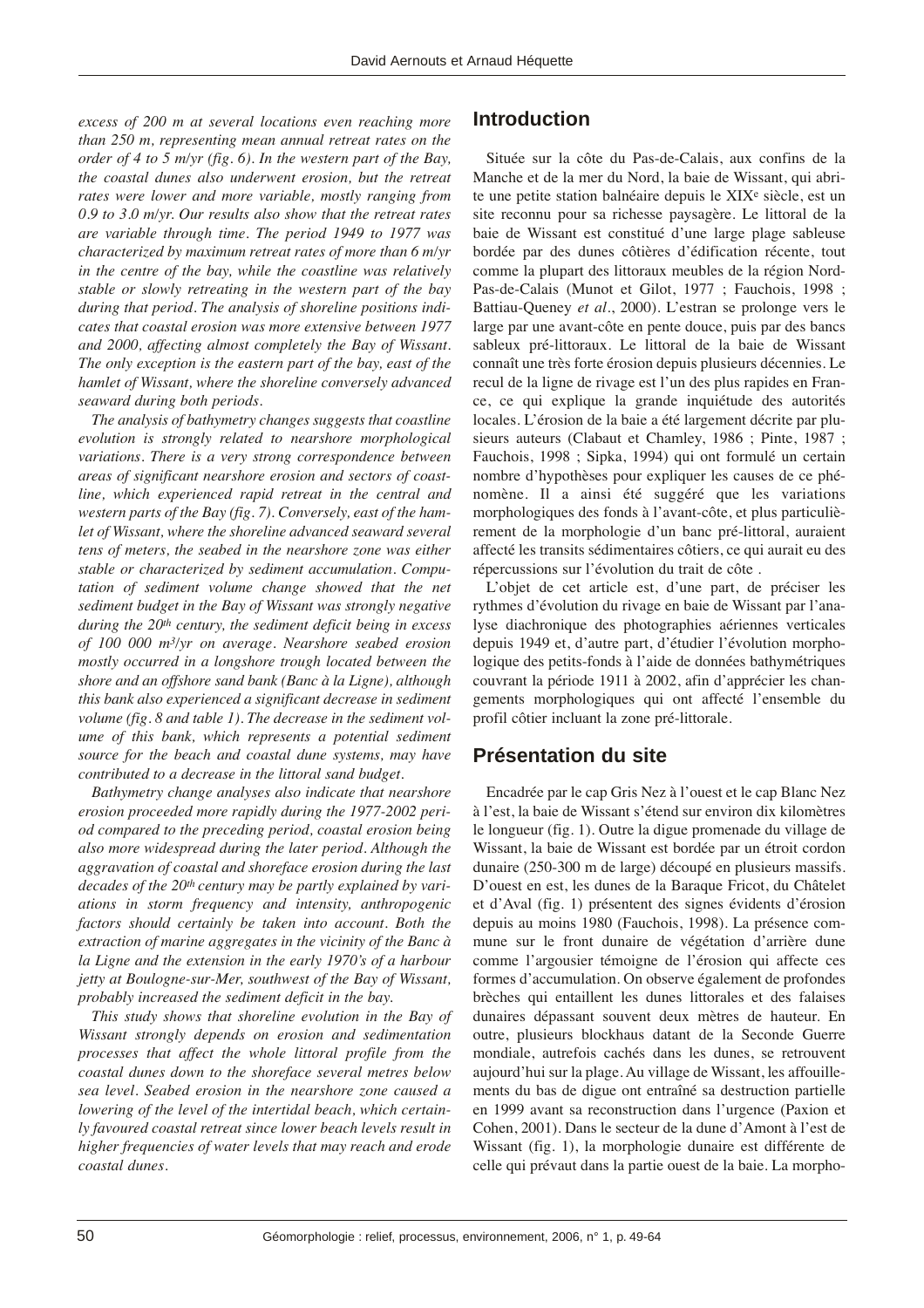*excess of 200 m at several locations even reaching more than 250 m, representing mean annual retreat rates on the order of 4 to 5 m/yr (fig. 6). In the western part of the Bay, the coastal dunes also underwent erosion, but the retreat rates were lower and more variable, mostly ranging from 0.9 to 3.0 m/yr. Our results also show that the retreat rates are variable through time. The period 1949 to 1977 was characterized by maximum retreat rates of more than 6 m/yr in the centre of the bay, while the coastline was relatively stable or slowly retreating in the western part of the bay during that period. The analysis of shoreline positions indicates that coastal erosion was more extensive between 1977 and 2000, affecting almost completely the Bay of Wissant. The only exception is the eastern part of the bay, east of the hamlet of Wissant, where the shoreline conversely advanced seaward during both periods.*

*The analysis of bathymetry changes suggests that coastline evolution is strongly related to nearshore morphological variations. There is a very strong correspondence between areas of significant nearshore erosion and sectors of coastline, which experienced rapid retreat in the central and western parts of the Bay (fig. 7). Conversely, east of the hamlet of Wissant, where the shoreline advanced seaward several tens of meters, the seabed in the nearshore zone was either stable or characterized by sediment accumulation. Computation of sediment volume change showed that the net sediment budget in the Bay of Wissant was strongly negative during the 20th century, the sediment deficit being in excess of 100 000 m³/yr on average. Nearshore seabed erosion mostly occurred in a longshore trough located between the shore and an offshore sand bank (Banc à la Ligne), although this bank also experienced a significant decrease in sediment volume (fig. 8 and table 1). The decrease in the sediment volume of this bank, which represents a potential sediment source for the beach and coastal dune systems, may have contributed to a decrease in the littoral sand budget.*

*Bathymetry change analyses also indicate that nearshore erosion proceeded more rapidly during the 1977-2002 period compared to the preceding period, coastal erosion being also more widespread during the later period. Although the aggravation of coastal and shoreface erosion during the last decades of the 20th century may be partly explained by variations in storm frequency and intensity, anthropogenic factors should certainly be taken into account. Both the extraction of marine aggregates in the vicinity of the Banc à la Ligne and the extension in the early 1970's of a harbour jetty at Boulogne-sur-Mer, southwest of the Bay of Wissant, probably increased the sediment deficit in the bay.*

*This study shows that shoreline evolution in the Bay of Wissant strongly depends on erosion and sedimentation processes that affect the whole littoral profile from the coastal dunes down to the shoreface several metres below sea level. Seabed erosion in the nearshore zone caused a lowering of the level of the intertidal beach, which certainly favoured coastal retreat since lower beach levels result in higher frequencies of water levels that may reach and erode coastal dunes.*

## Introduction

Située sur la côte du Pas-de-Calais, aux confins de la Manche et de la mer du Nord, la baie de Wissant, qui abrite une petite station balnéaire depuis le XIXe siècle, est un site reconnu pour sa richesse paysagère. Le littoral de la baie de Wissant est constitué d'une large plage sableuse bordée par des dunes côtières d'édification récente, tout comme la plupart des littoraux meubles de la région Nord-Pas-de-Calais (Munot et Gilot, 1977 ; Fauchois, 1998 ; Battiau-Queney *et al.*, 2000). L'estran se prolonge vers le large par une avant-côte en pente douce, puis par des bancs sableux pré-littoraux. Le littoral de la baie de Wissant connaît une très forte érosion depuis plusieurs décennies. Le recul de la ligne de rivage est l'un des plus rapides en France, ce qui explique la grande inquiétude des autorités locales. L'érosion de la baie a été largement décrite par plusieurs auteurs (Clabaut et Chamley, 1986 ; Pinte, 1987 ; Fauchois, 1998 ; Sipka, 1994) qui ont formulé un certain nombre d'hypothèses pour expliquer les causes de ce phénomène. Il a ainsi été suggéré que les variations morphologiques des fonds à l'avant-côte, et plus particulièrement de la morphologie d'un banc pré-littoral, auraient affecté les transits sédimentaires côtiers, ce qui aurait eu des répercussions sur l'évolution du trait de côte .

L'objet de cet article est, d'une part, de préciser les rythmes d'évolution du rivage en baie de Wissant par l'analyse diachronique des photographies aériennes verticales depuis 1949 et, d'autre part, d'étudier l'évolution morphologique des petits-fonds à l'aide de données bathymétriques couvrant la période 1911 à 2002, afin d'apprécier les changements morphologiques qui ont affecté l'ensemble du profil côtier incluant la zone pré-littorale.

## Présentation du site

Encadrée par le cap Gris Nez à l'ouest et le cap Blanc Nez à l'est, la baie de Wissant s'étend sur environ dix kilomètres le longueur (fig. 1). Outre la digue promenade du village de Wissant, la baie de Wissant est bordée par un étroit cordon dunaire (250-300 m de large) découpé en plusieurs massifs. D'ouest en est, les dunes de la Baraque Fricot, du Châtelet et d'Aval (fig. 1) présentent des signes évidents d'érosion depuis au moins 1980 (Fauchois, 1998). La présence commune sur le front dunaire de végétation d'arrière dune comme l'argousier témoigne de l'érosion qui affecte ces formes d'accumulation. On observe également de profondes brèches qui entaillent les dunes littorales et des falaises dunaires dépassant souvent deux mètres de hauteur. En outre, plusieurs blockhaus datant de la Seconde Guerre mondiale, autrefois cachés dans les dunes, se retrouvent aujourd'hui sur la plage. Au village de Wissant, les affouillements du bas de digue ont entraîné sa destruction partielle en 1999 avant sa reconstruction dans l'urgence (Paxion et Cohen, 2001). Dans le secteur de la dune d'Amont à l'est de Wissant (fig. 1), la morphologie dunaire est différente de celle qui prévaut dans la partie ouest de la baie. La morpho-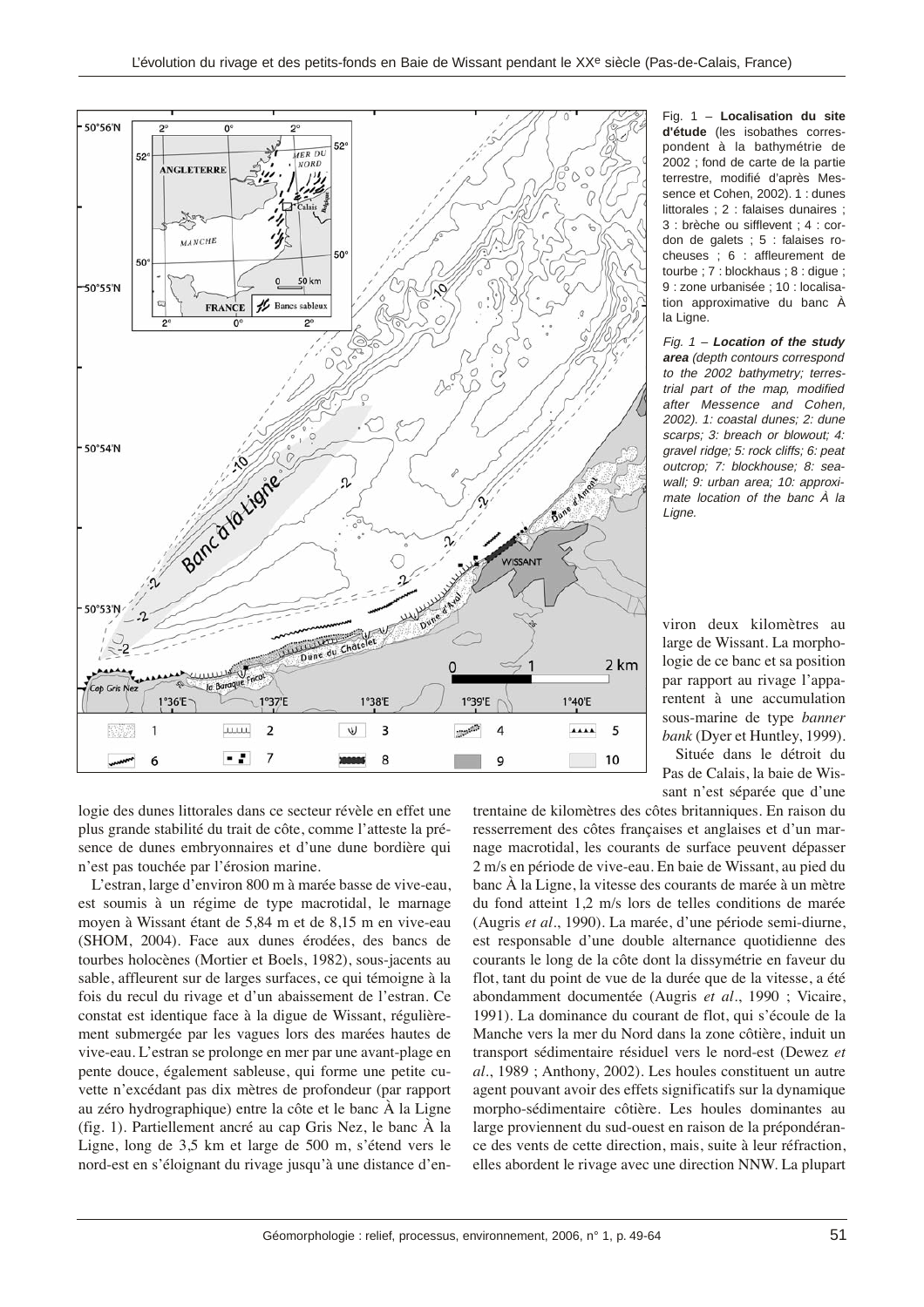Fig. 1 – **Localisation du site d'étude** (les isobathes correspondent à la bathymétrie de 2002 ; fond de carte de la partie terrestre, modifié d'après Messence et Cohen, 2002). 1 : dunes littorales ; 2 : falaises dunaires ; 3 : brèche ou sifflevent ; 4 : cordon de galets ; 5 : falaises rocheuses ; 6 : affleurement de tourbe ; 7 : blockhaus ; 8 : digue ; 9 : zone urbanisée ; 10 : localisation approximative du banc À la Ligne.

*Fig. 1 – **Location of the study area** (depth contours correspond to the 2002 bathymetry; terrestrial part of the map, modified after Messence and Cohen, 2002). 1: coastal dunes; 2: dune scarps; 3: breach or blowout; 4: gravel ridge; 5: rock cliffs; 6: peat outcrop; 7: blockhouse; 8: seawall; 9: urban area; 10: approximate location of the banc À la Ligne.*

logie des dunes littorales dans ce secteur révèle en effet une plus grande stabilité du trait de côte, comme l'atteste la présence de dunes embryonnaires et d'une dune bordière qui n'est pas touchée par l'érosion marine.

L'estran, large d'environ 800 m à marée basse de vive-eau, est soumis à un régime de type macrotidal, le marnage moyen à Wissant étant de 5,84 m et de 8,15 m en vive-eau (SHOM, 2004). Face aux dunes érodées, des bancs de tourbes holocènes (Mortier et Boels, 1982), sous-jacents au sable, affleurent sur de larges surfaces, ce qui témoigne à la fois du recul du rivage et d'un abaissement de l'estran. Ce constat est identique face à la digue de Wissant, régulièrement submergée par les vagues lors des marées hautes de vive-eau. L'estran se prolonge en mer par une avant-plage en pente douce, également sableuse, qui forme une petite cuvette n'excédant pas dix mètres de profondeur (par rapport au zéro hydrographique) entre la côte et le banc À la Ligne (fig. 1). Partiellement ancré au cap Gris Nez, le banc À la Ligne, long de 3,5 km et large de 500 m, s'étend vers le nord-est en s'éloignant du rivage jusqu'à une distance d'environ deux kilomètres au large de Wissant. La morphologie de ce banc et sa position par rapport au rivage l'apparentent à une accumulation sous-marine de type *banner bank* (Dyer et Huntley, 1999).

Située dans le détroit du Pas de Calais, la baie de Wissant n'est séparée que d'une trentaine de kilomètres des côtes britanniques. En raison du resserrement des côtes françaises et anglaises et d'un marnage macrotidal, les courants de surface peuvent dépasser 2 m/s en période de vive-eau. En baie de Wissant, au pied du banc À la Ligne, la vitesse des courants de marée à un mètre du fond atteint 1,2 m/s lors de telles conditions de marée (Augris *et al*., 1990). La marée, d'une période semi-diurne, est responsable d'une double alternance quotidienne des courants le long de la côte dont la dissymétrie en faveur du flot, tant du point de vue de la durée que de la vitesse, a été abondamment documentée (Augris *et al*., 1990 ; Vicaire, 1991). La dominance du courant de flot, qui s'écoule de la Manche vers la mer du Nord dans la zone côtière, induit un transport sédimentaire résiduel vers le nord-est (Dewez *et al*., 1989 ; Anthony, 2002). Les houles constituent un autre agent pouvant avoir des effets significatifs sur la dynamique morpho-sédimentaire côtière. Les houles dominantes au large proviennent du sud-ouest en raison de la prépondérance des vents de cette direction, mais, suite à leur réfraction, elles abordent le rivage avec une direction NNW. La plupart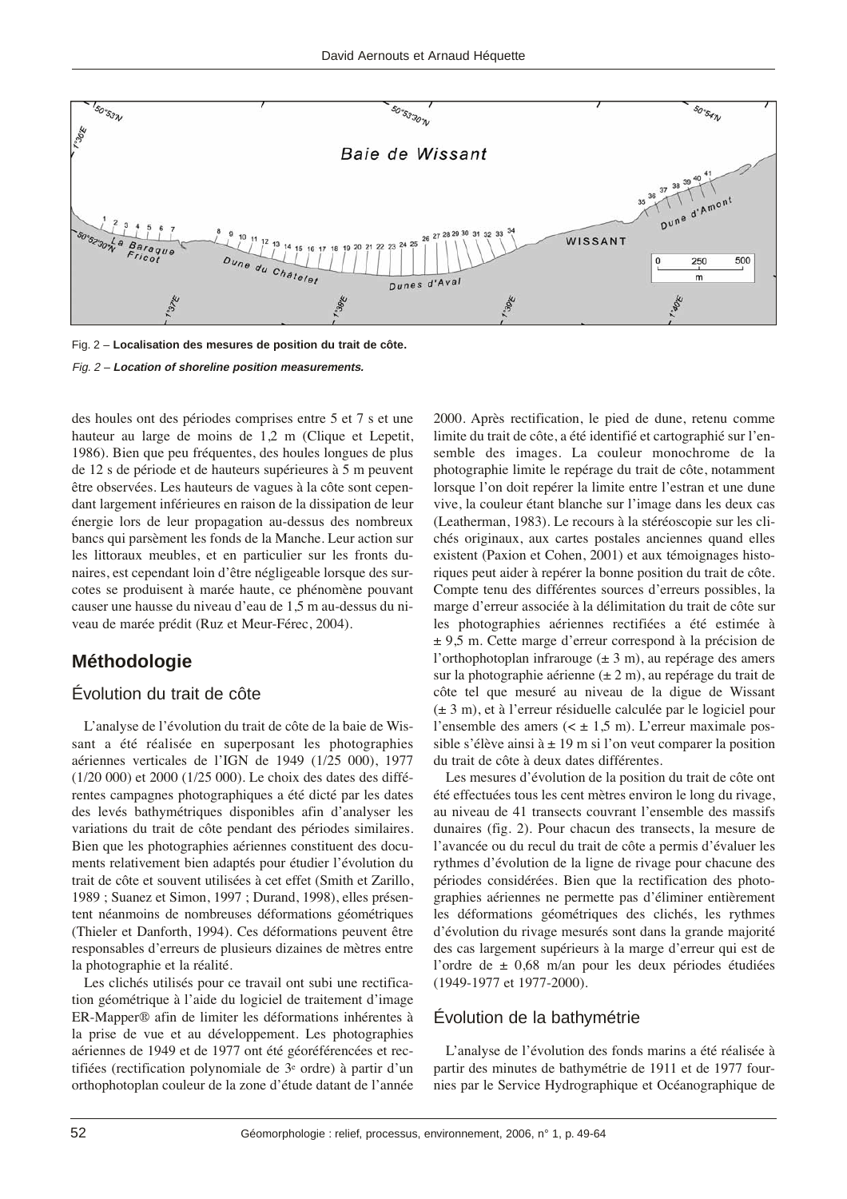Fig. 2 – **Localisation des mesures de position du trait de côte.**

*Fig. 2 – **Location of shoreline position measurements.***

des houles ont des périodes comprises entre 5 et 7 s et une hauteur au large de moins de 1,2 m (Clique et Lepetit, 1986). Bien que peu fréquentes, des houles longues de plus de 12 s de période et de hauteurs supérieures à 5 m peuvent être observées. Les hauteurs de vagues à la côte sont cependant largement inférieures en raison de la dissipation de leur énergie lors de leur propagation au-dessus des nombreux bancs qui parsèment les fonds de la Manche. Leur action sur les littoraux meubles, et en particulier sur les fronts dunaires, est cependant loin d'être négligeable lorsque des surcotes se produisent à marée haute, ce phénomène pouvant causer une hausse du niveau d'eau de 1,5 m au-dessus du niveau de marée prédit (Ruz et Meur-Férec, 2004).

## Méthodologie

### Évolution du trait de côte

L'analyse de l'évolution du trait de côte de la baie de Wissant a été réalisée en superposant les photographies aériennes verticales de l'IGN de 1949 (1/25 000), 1977 (1/20 000) et 2000 (1/25 000). Le choix des dates des différentes campagnes photographiques a été dicté par les dates des levés bathymétriques disponibles afin d'analyser les variations du trait de côte pendant des périodes similaires. Bien que les photographies aériennes constituent des documents relativement bien adaptés pour étudier l'évolution du trait de côte et souvent utilisées à cet effet (Smith et Zarillo, 1989 ; Suanez et Simon, 1997 ; Durand, 1998), elles présentent néanmoins de nombreuses déformations géométriques (Thieler et Danforth, 1994). Ces déformations peuvent être responsables d'erreurs de plusieurs dizaines de mètres entre la photographie et la réalité.

Les clichés utilisés pour ce travail ont subi une rectification géométrique à l'aide du logiciel de traitement d'image ER-Mapper® afin de limiter les déformations inhérentes à la prise de vue et au développement. Les photographies aériennes de 1949 et de 1977 ont été géoréférencées et rectifiées (rectification polynomiale de 3e ordre) à partir d'un orthophotoplan couleur de la zone d'étude datant de l'année 2000. Après rectification, le pied de dune, retenu comme limite du trait de côte, a été identifié et cartographié sur l'ensemble des images. La couleur monochrome de la photographie limite le repérage du trait de côte, notamment lorsque l'on doit repérer la limite entre l'estran et une dune vive, la couleur étant blanche sur l'image dans les deux cas (Leatherman, 1983). Le recours à la stéréoscopie sur les clichés originaux, aux cartes postales anciennes quand elles existent (Paxion et Cohen, 2001) et aux témoignages historiques peut aider à repérer la bonne position du trait de côte. Compte tenu des différentes sources d'erreurs possibles, la marge d'erreur associée à la délimitation du trait de côte sur les photographies aériennes rectifiées a été estimée à ± 9,5 m. Cette marge d'erreur correspond à la précision de l'orthophotoplan infrarouge (± 3 m), au repérage des amers sur la photographie aérienne (± 2 m), au repérage du trait de côte tel que mesuré au niveau de la digue de Wissant (± 3 m), et à l'erreur résiduelle calculée par le logiciel pour l'ensemble des amers (< ± 1,5 m). L'erreur maximale possible s'élève ainsi à ± 19 m si l'on veut comparer la position du trait de côte à deux dates différentes.

Les mesures d'évolution de la position du trait de côte ont été effectuées tous les cent mètres environ le long du rivage, au niveau de 41 transects couvrant l'ensemble des massifs dunaires (fig. 2). Pour chacun des transects, la mesure de l'avancée ou du recul du trait de côte a permis d'évaluer les rythmes d'évolution de la ligne de rivage pour chacune des périodes considérées. Bien que la rectification des photographies aériennes ne permette pas d'éliminer entièrement les déformations géométriques des clichés, les rythmes d'évolution du rivage mesurés sont dans la grande majorité des cas largement supérieurs à la marge d'erreur qui est de l'ordre de ± 0,68 m/an pour les deux périodes étudiées (1949-1977 et 1977-2000).

### Évolution de la bathymétrie

L'analyse de l'évolution des fonds marins a été réalisée à partir des minutes de bathymétrie de 1911 et de 1977 fournies par le Service Hydrographique et Océanographique de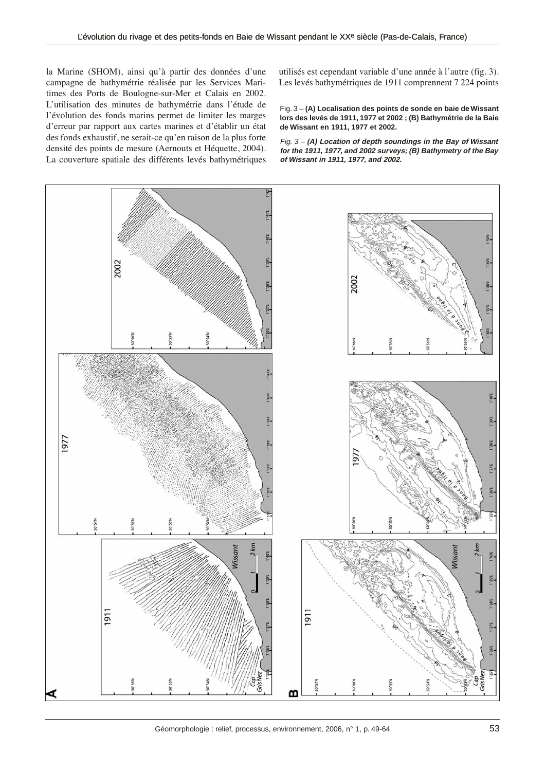la Marine (SHOM), ainsi qu'à partir des données d'une campagne de bathymétrie réalisée par les Services Maritimes des Ports de Boulogne-sur-Mer et Calais en 2002. L'utilisation des minutes de bathymétrie dans l'étude de l'évolution des fonds marins permet de limiter les marges d'erreur par rapport aux cartes marines et d'établir un état des fonds exhaustif, ne serait-ce qu'en raison de la plus forte densité des points de mesure (Aernouts et Héquette, 2004). La couverture spatiale des différents levés bathymétriques utilisés est cependant variable d'une année à l'autre (fig. 3). Les levés bathymétriques de 1911 comprennent 7 224 points

Fig. 3 – **(A) Localisation des points de sonde en baie de Wissant lors des levés de 1911, 1977 et 2002 ; (B) Bathymétrie de la Baie de Wissant en 1911, 1977 et 2002.**

*Fig. 3 – **(A) Location of depth soundings in the Bay of Wissant for the 1911, 1977, and 2002 surveys; (B) Bathymetry of the Bay of Wissant in 1911, 1977, and 2002.***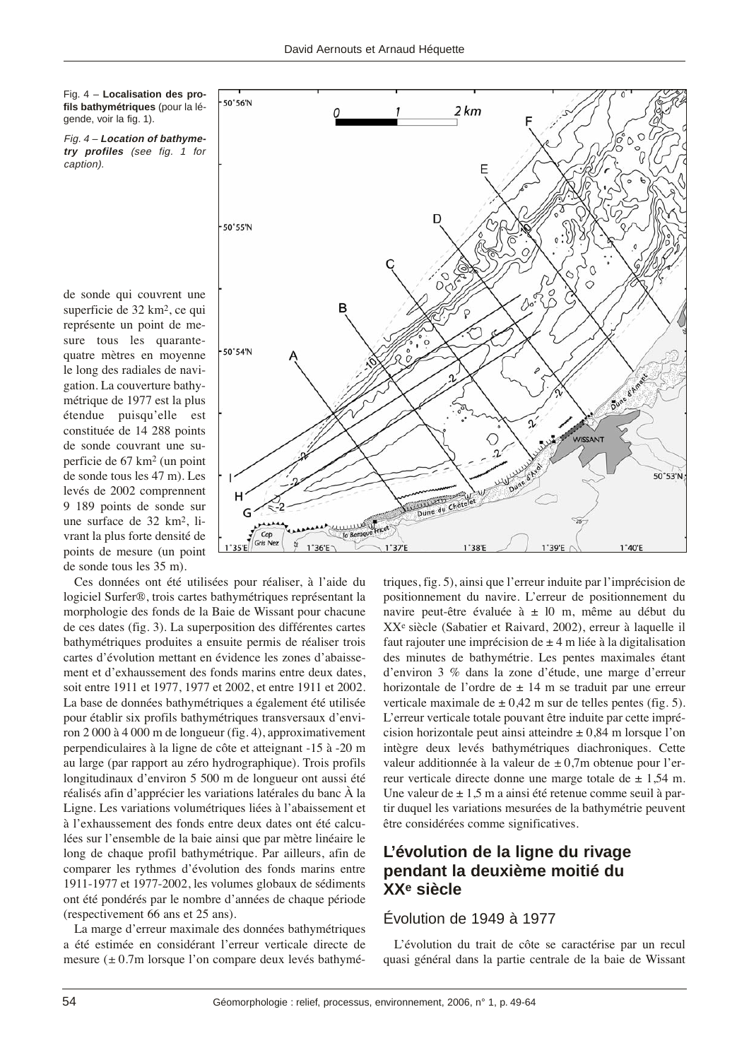Fig. 4 – **Localisation des profils bathymétriques** (pour la légende, voir la fig. 1).

*Fig. 4 – **Location of bathymetry profiles** (see fig. 1 for caption).*

de sonde qui couvrent une superficie de 32 km², ce qui représente un point de mesure tous les quarante-quatre mètres en moyenne le long des radiales de navigation. La couverture bathymétrique de 1977 est la plus étendue puisqu'elle est constituée de 14 288 points de sonde couvrant une superficie de 67 km² (un point de sonde tous les 47 m). Les levés de 2002 comprennent 9 189 points de sonde sur une surface de 32 km², livrant la plus forte densité de points de mesure (un point de sonde tous les 35 m).

Ces données ont été utilisées pour réaliser, à l'aide du logiciel Surfer®, trois cartes bathymétriques représentant la morphologie des fonds de la Baie de Wissant pour chacune de ces dates (fig. 3). La superposition des différentes cartes bathymétriques produites a ensuite permis de réaliser trois cartes d'évolution mettant en évidence les zones d'abaissement et d'exhaussement des fonds marins entre deux dates, soit entre 1911 et 1977, 1977 et 2002, et entre 1911 et 2002. La base de données bathymétriques a également été utilisée pour établir six profils bathymétriques transversaux d'environ 2 000 à 4 000 m de longueur (fig. 4), approximativement perpendiculaires à la ligne de côte et atteignant -15 à -20 m au large (par rapport au zéro hydrographique). Trois profils longitudinaux d'environ 5 500 m de longueur ont aussi été réalisés afin d'apprécier les variations latérales du banc À la Ligne. Les variations volumétriques liées à l'abaissement et à l'exhaussement des fonds entre deux dates ont été calculées sur l'ensemble de la baie ainsi que par mètre linéaire le long de chaque profil bathymétrique. Par ailleurs, afin de comparer les rythmes d'évolution des fonds marins entre 1911-1977 et 1977-2002, les volumes globaux de sédiments ont été pondérés par le nombre d'années de chaque période (respectivement 66 ans et 25 ans).

La marge d'erreur maximale des données bathymétriques a été estimée en considérant l'erreur verticale directe de mesure (± 0.7m lorsque l'on compare deux levés bathymétriques, fig. 5), ainsi que l'erreur induite par l'imprécision de positionnement du navire. L'erreur de positionnement du navire peut-être évaluée à ± 10 m, même au début du XX[e] siècle (Sabatier et Raivard, 2002), erreur à laquelle il faut rajouter une imprécision de ± 4 m liée à la digitalisation des minutes de bathymétrie. Les pentes maximales étant d'environ 3 % dans la zone d'étude, une marge d'erreur horizontale de l'ordre de ± 14 m se traduit par une erreur verticale maximale de ± 0,42 m sur de telles pentes (fig. 5). L'erreur verticale totale pouvant être induite par cette imprécision horizontale peut ainsi atteindre ± 0,84 m lorsque l'on intègre deux levés bathymétriques diachroniques. Cette valeur additionnée à la valeur de ± 0,7m obtenue pour l'erreur verticale directe donne une marge totale de ± 1,54 m. Une valeur de ± 1,5 m a ainsi été retenue comme seuil à partir duquel les variations mesurées de la bathymétrie peuvent être considérées comme significatives.

## L'évolution de la ligne du rivage pendant la deuxième moitié du XX[e] siècle

### Évolution de 1949 à 1977

L'évolution du trait de côte se caractérise par un recul quasi général dans la partie centrale de la baie de Wissant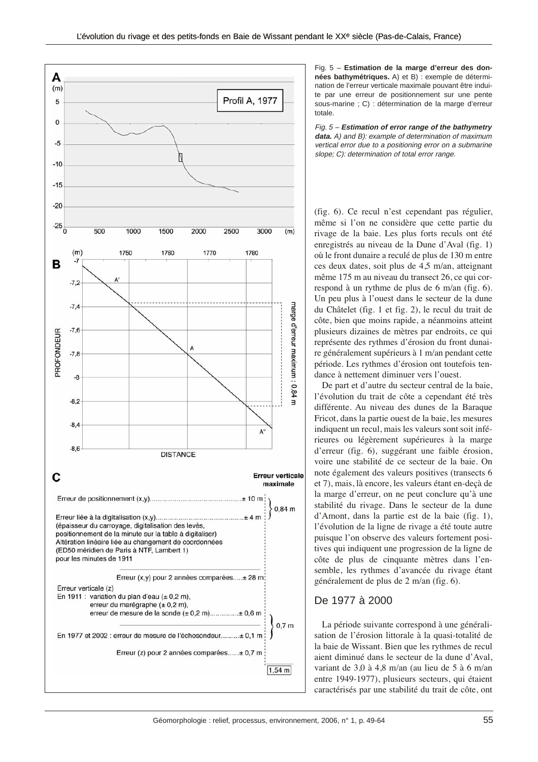Fig. 5 – **Estimation de la marge d'erreur des données bathymétriques.** A) et B) : exemple de détermination de l'erreur verticale maximale pouvant être induite par une erreur de positionnement sur une pente sous-marine ; C) : détermination de la marge d'erreur totale.

*Fig. 5 – **Estimation of error range of the bathymetry data.** A) and B): example of determination of maximum vertical error due to a positioning error on a submarine slope; C): determination of total error range.*

(fig. 6). Ce recul n'est cependant pas régulier, même si l'on ne considère que cette partie du rivage de la baie. Les plus forts reculs ont été enregistrés au niveau de la Dune d'Aval (fig. 1) où le front dunaire a reculé de plus de 130 m entre ces deux dates, soit plus de 4,5 m/an, atteignant même 175 m au niveau du transect 26, ce qui correspond à un rythme de plus de 6 m/an (fig. 6). Un peu plus à l'ouest dans le secteur de la dune du Châtelet (fig. 1 et fig. 2), le recul du trait de côte, bien que moins rapide, a néanmoins atteint plusieurs dizaines de mètres par endroits, ce qui représente des rythmes d'érosion du front dunaire généralement supérieurs à 1 m/an pendant cette période. Les rythmes d'érosion ont toutefois tendance à nettement diminuer vers l'ouest.

De part et d'autre du secteur central de la baie, l'évolution du trait de côte a cependant été très différente. Au niveau des dunes de la Baraque Fricot, dans la partie ouest de la baie, les mesures indiquent un recul, mais les valeurs sont soit inférieures ou légèrement supérieures à la marge d'erreur (fig. 6), suggérant une faible érosion, voire une stabilité de ce secteur de la baie. On note également des valeurs positives (transects 6 et 7), mais, là encore, les valeurs étant en-deçà de la marge d'erreur, on ne peut conclure qu'à une stabilité du rivage. Dans le secteur de la dune d'Amont, dans la partie est de la baie (fig. 1), l'évolution de la ligne de rivage a été toute autre puisque l'on observe des valeurs fortement positives qui indiquent une progression de la ligne de côte de plus de cinquante mètres dans l'ensemble, les rythmes d'avancée du rivage étant généralement de plus de 2 m/an (fig. 6).

## De 1977 à 2000

La période suivante correspond à une généralisation de l'érosion littorale à la quasi-totalité de la baie de Wissant. Bien que les rythmes de recul aient diminué dans le secteur de la dune d'Aval, variant de 3,0 à 4,8 m/an (au lieu de 5 à 6 m/an entre 1949-1977), plusieurs secteurs, qui étaient caractérisés par une stabilité du trait de côte, ont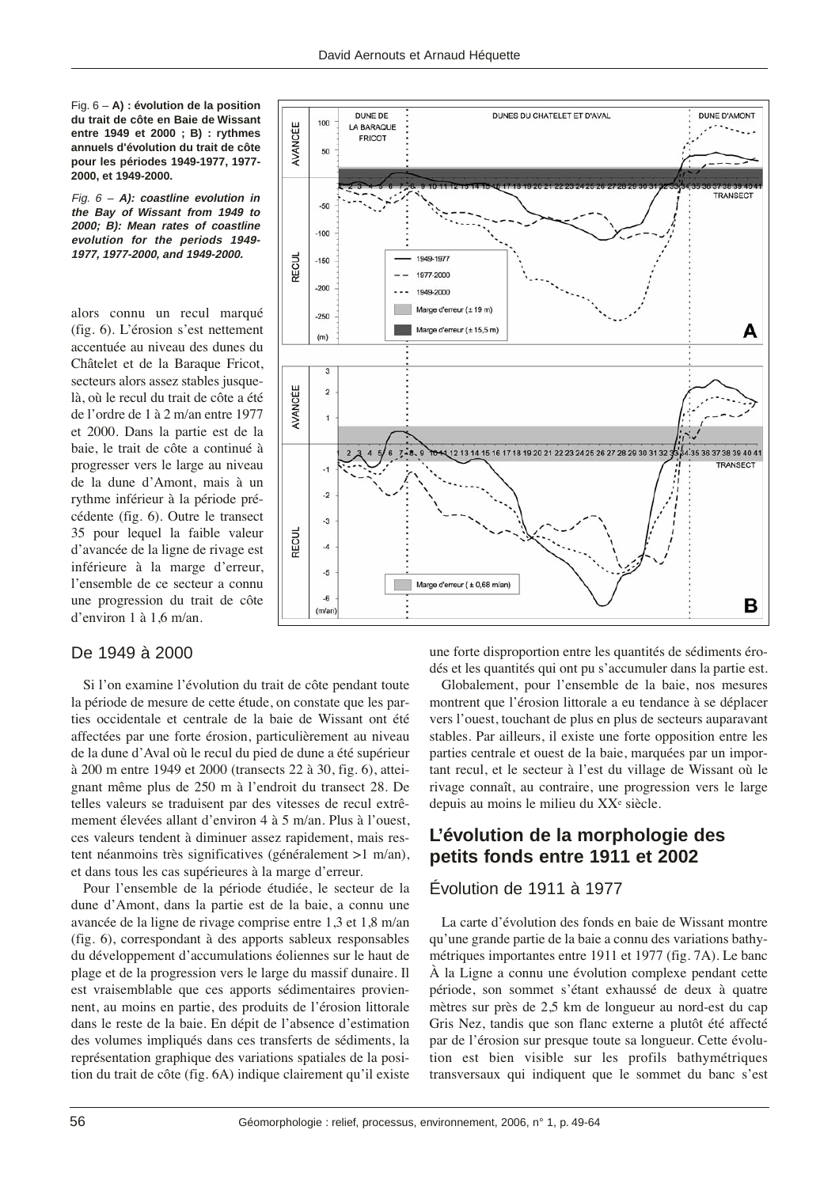Fig. 6 – **A) : évolution de la position du trait de côte en Baie de Wissant entre 1949 et 2000 ; B) : rythmes annuels d'évolution du trait de côte pour les périodes 1949-1977, 1977-2000, et 1949-2000.**

*Fig. 6 – **A): coastline evolution in the Bay of Wissant from 1949 to 2000; B): Mean rates of coastline evolution for the periods 1949-1977, 1977-2000, and 1949-2000.***

alors connu un recul marqué (fig. 6). L'érosion s'est nettement accentuée au niveau des dunes du Châtelet et de la Baraque Fricot, secteurs alors assez stables jusque-là, où le recul du trait de côte a été de l'ordre de 1 à 2 m/an entre 1977 et 2000. Dans la partie est de la baie, le trait de côte a continué à progresser vers le large au niveau de la dune d'Amont, mais à un rythme inférieur à la période précédente (fig. 6). Outre le transect 35 pour lequel la faible valeur d'avancée de la ligne de rivage est inférieure à la marge d'erreur, l'ensemble de ce secteur a connu une progression du trait de côte d'environ 1 à 1,6 m/an.

### De 1949 à 2000

Si l'on examine l'évolution du trait de côte pendant toute la période de mesure de cette étude, on constate que les parties occidentale et centrale de la baie de Wissant ont été affectées par une forte érosion, particulièrement au niveau de la dune d'Aval où le recul du pied de dune a été supérieur à 200 m entre 1949 et 2000 (transects 22 à 30, fig. 6), atteignant même plus de 250 m à l'endroit du transect 28. De telles valeurs se traduisent par des vitesses de recul extrêmement élevées allant d'environ 4 à 5 m/an. Plus à l'ouest, ces valeurs tendent à diminuer assez rapidement, mais restent néanmoins très significatives (généralement >1 m/an), et dans tous les cas supérieures à la marge d'erreur.

Pour l'ensemble de la période étudiée, le secteur de la dune d'Amont, dans la partie est de la baie, a connu une avancée de la ligne de rivage comprise entre 1,3 et 1,8 m/an (fig. 6), correspondant à des apports sableux responsables du développement d'accumulations éoliennes sur le haut de plage et de la progression vers le large du massif dunaire. Il est vraisemblable que ces apports sédimentaires proviennent, au moins en partie, des produits de l'érosion littorale dans le reste de la baie. En dépit de l'absence d'estimation des volumes impliqués dans ces transferts de sédiments, la représentation graphique des variations spatiales de la position du trait de côte (fig. 6A) indique clairement qu'il existe une forte disproportion entre les quantités de sédiments érodés et les quantités qui ont pu s'accumuler dans la partie est.

Globalement, pour l'ensemble de la baie, nos mesures montrent que l'érosion littorale a eu tendance à se déplacer vers l'ouest, touchant de plus en plus de secteurs auparavant stables. Par ailleurs, il existe une forte opposition entre les parties centrale et ouest de la baie, marquées par un important recul, et le secteur à l'est du village de Wissant où le rivage connaît, au contraire, une progression vers le large depuis au moins le milieu du XX[e] siècle.

## L'évolution de la morphologie des petits fonds entre 1911 et 2002

### Évolution de 1911 à 1977

La carte d'évolution des fonds en baie de Wissant montre qu'une grande partie de la baie a connu des variations bathymétriques importantes entre 1911 et 1977 (fig. 7A). Le banc À la Ligne a connu une évolution complexe pendant cette période, son sommet s'étant exhaussé de deux à quatre mètres sur près de 2,5 km de longueur au nord-est du cap Gris Nez, tandis que son flanc externe a plutôt été affecté par de l'érosion sur presque toute sa longueur. Cette évolution est bien visible sur les profils bathymétriques transversaux qui indiquent que le sommet du banc s'est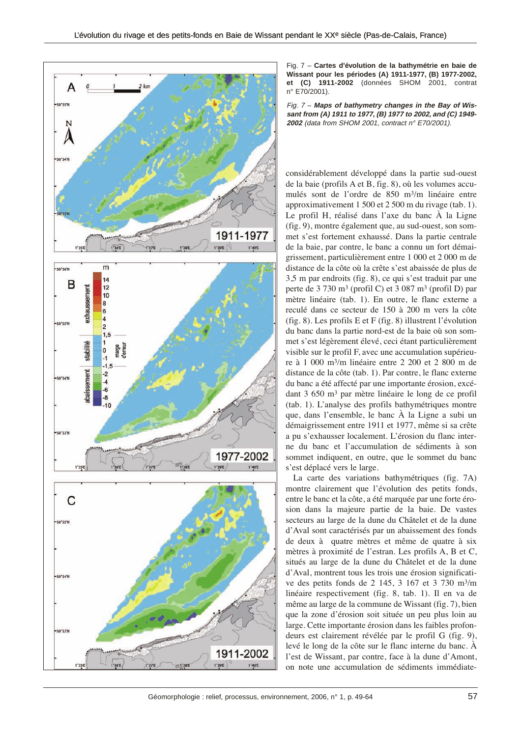Fig. 7 – **Cartes d'évolution de la bathymétrie en baie de Wissant pour les périodes (A) 1911-1977, (B) 1977-2002, et (C) 1911-2002** (données SHOM 2001, contrat n° E70/2001).

*Fig. 7 – **Maps of bathymetry changes in the Bay of Wissant from (A) 1911 to 1977, (B) 1977 to 2002, and (C) 1949-2002** (data from SHOM 2001, contract n° E70/2001).*

considérablement développé dans la partie sud-ouest de la baie (profils A et B, fig. 8), où les volumes accumulés sont de l'ordre de 850 m³/m linéaire entre approximativement 1 500 et 2 500 m du rivage (tab. 1). Le profil H, réalisé dans l'axe du banc À la Ligne (fig. 9), montre également que, au sud-ouest, son sommet s'est fortement exhaussé. Dans la partie centrale de la baie, par contre, le banc a connu un fort démaigrissement, particulièrement entre 1 000 et 2 000 m de distance de la côte où la crête s'est abaissée de plus de 3,5 m par endroits (fig. 8), ce qui s'est traduit par une perte de 3 730 m³ (profil C) et 3 087 m³ (profil D) par mètre linéaire (tab. 1). En outre, le flanc externe a reculé dans ce secteur de 150 à 200 m vers la côte (fig. 8). Les profils E et F (fig. 8) illustrent l'évolution du banc dans la partie nord-est de la baie où son sommet s'est légèrement élevé, ceci étant particulièrement visible sur le profil F, avec une accumulation supérieure à 1 000 m³/m linéaire entre 2 200 et 2 800 m de distance de la côte (tab. 1). Par contre, le flanc externe du banc a été affecté par une importante érosion, excédant 3 650 m³ par mètre linéaire le long de ce profil (tab. 1). L'analyse des profils bathymétriques montre que, dans l'ensemble, le banc À la Ligne a subi un démaigrissement entre 1911 et 1977, même si sa crête a pu s'exhausser localement. L'érosion du flanc interne du banc et l'accumulation de sédiments à son sommet indiquent, en outre, que le sommet du banc s'est déplacé vers le large.

La carte des variations bathymétriques (fig. 7A) montre clairement que l'évolution des petits fonds, entre le banc et la côte, a été marquée par une forte érosion dans la majeure partie de la baie. De vastes secteurs au large de la dune du Châtelet et de la dune d'Aval sont caractérisés par un abaissement des fonds de deux à quatre mètres et même de quatre à six mètres à proximité de l'estran. Les profils A, B et C, situés au large de la dune du Châtelet et de la dune d'Aval, montrent tous les trois une érosion significative des petits fonds de 2 145, 3 167 et 3 730 m³/m linéaire respectivement (fig. 8, tab. 1). Il en va de même au large de la commune de Wissant (fig. 7), bien que la zone d'érosion soit située un peu plus loin au large. Cette importante érosion dans les faibles profondeurs est clairement révélée par le profil G (fig. 9), levé le long de la côte sur le flanc interne du banc. À l'est de Wissant, par contre, face à la dune d'Amont, on note une accumulation de sédiments immédiate-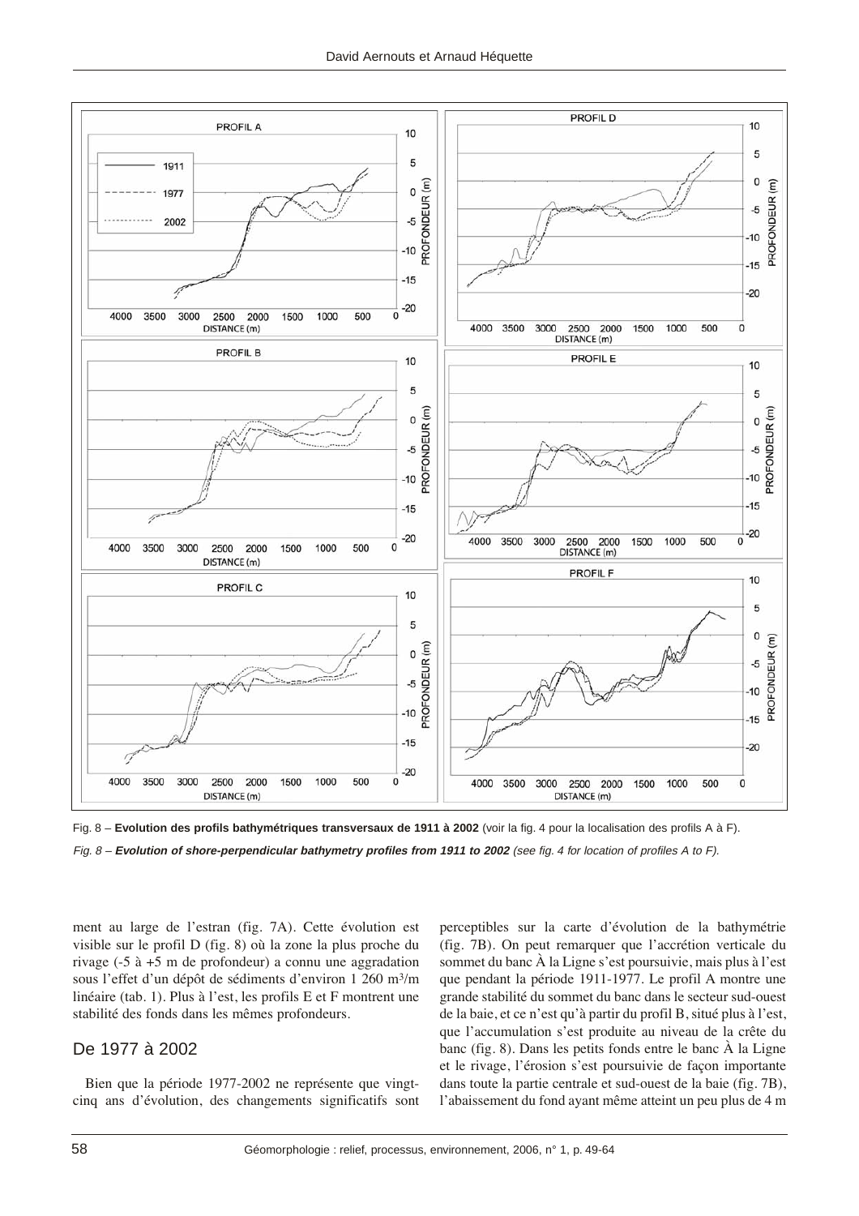Fig. 8 – **Evolution des profils bathymétriques transversaux de 1911 à 2002** (voir la fig. 4 pour la localisation des profils A à F).

*Fig. 8 – **Evolution of shore-perpendicular bathymetry profiles from 1911 to 2002** (see fig. 4 for location of profiles A to F).*

ment au large de l'estran (fig. 7A). Cette évolution est visible sur le profil D (fig. 8) où la zone la plus proche du rivage (-5 à +5 m de profondeur) a connu une aggradation sous l'effet d'un dépôt de sédiments d'environ 1 260 m³/m linéaire (tab. 1). Plus à l'est, les profils E et F montrent une stabilité des fonds dans les mêmes profondeurs.

## De 1977 à 2002

Bien que la période 1977-2002 ne représente que vingt-cinq ans d'évolution, des changements significatifs sont perceptibles sur la carte d'évolution de la bathymétrie (fig. 7B). On peut remarquer que l'accrétion verticale du sommet du banc À la Ligne s'est poursuivie, mais plus à l'est que pendant la période 1911-1977. Le profil A montre une grande stabilité du sommet du banc dans le secteur sud-ouest de la baie, et ce n'est qu'à partir du profil B, situé plus à l'est, que l'accumulation s'est produite au niveau de la crête du banc (fig. 8). Dans les petits fonds entre le banc À la Ligne et le rivage, l'érosion s'est poursuivie de façon importante dans toute la partie centrale et sud-ouest de la baie (fig. 7B), l'abaissement du fond ayant même atteint un peu plus de 4 m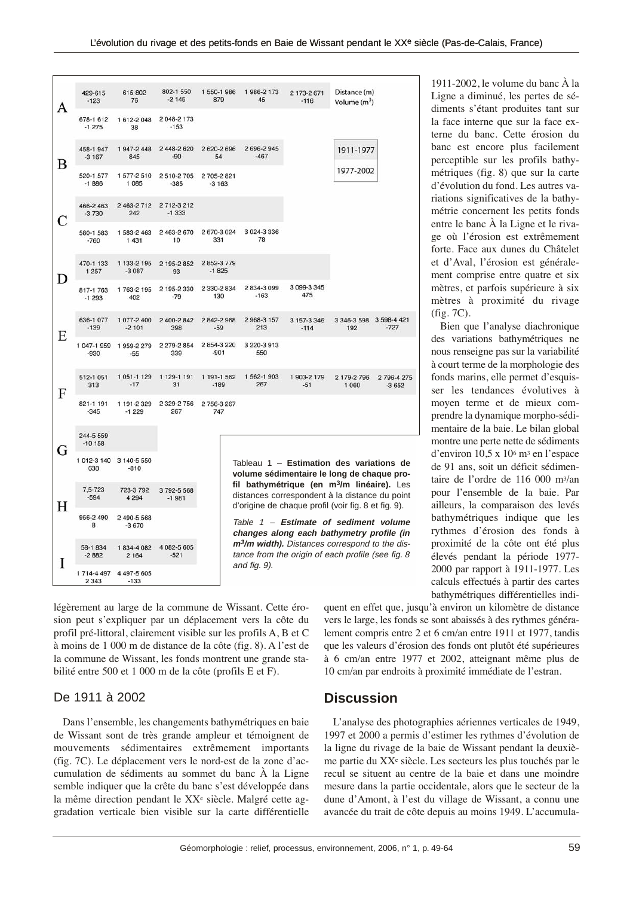| Profil | Période | Segment 1 | Segment 2 | Segment 3 | Segment 4 | Segment 5 | Segment 6 | Segment 7 | Segment 8 |
|---|---|---|---|---|---|---|---|---|---|
| A | 1911-1977 | 429-615 / -123 | 615-802 / 76 | 802-1 550 / -2 145 | 1 550-1 986 / 879 | 1 986-2 173 / 45 | 2 173-2 671 / -116 | | |
| A | 1977-2002 | 678-1 612 / -1 275 | 1 612-2 048 / 38 | 2 048-2 173 / -153 | | | | | |
| B | 1911-1977 | 458-1 947 / -3 167 | 1 947-2 448 / 845 | 2 448-2 620 / -90 | 2 620-2 696 / 54 | 2 696-2 945 / -467 | | | |
| B | 1977-2002 | 520-1 577 / -1 886 | 1 577-2 510 / 1 085 | 2 510-2 705 / -385 | 2 705-2 821 / -3 163 | | | | |
| C | 1911-1977 | 466-2 463 / -3 730 | 2 463-2 712 / 242 | 2 712-3 212 / -1 333 | | | | | |
| C | 1977-2002 | 580-1 583 / -760 | 1 583-2 463 / 1 431 | 2 463-2 670 / 10 | 2 670-3 024 / 331 | 3 024-3 336 / 78 | | | |
| D | 1911-1977 | 470-1 133 / 1 257 | 1 133-2 195 / -3 087 | 2 195-2 852 / 93 | 2 852-3 779 / -1 825 | | | | |
| D | 1977-2002 | 817-1 763 / -1 293 | 1 763-2 195 / 402 | 2 195-2 330 / -79 | 2 330-2 834 / 130 | 2 834-3 099 / -163 | 3 099-3 345 / 475 | | |
| E | 1911-1977 | 636-1 077 / -139 | 1 077-2 400 / -2 101 | 2 400-2 842 / 398 | 2 842-2 968 / -59 | 2 968-3 157 / 213 | 3 157-3 346 / -114 | 3 346-3 598 / 192 | 3 598-4 421 / -727 |
| E | 1977-2002 | 1 047-1 959 / -930 | 1 959-2 279 / -55 | 2 279-2 854 / 339 | 2 854-3 220 / -901 | 3 220-3 913 / 550 | | | |
| F | 1911-1977 | 512-1 051 / 313 | 1 051-1 129 / -17 | 1 129-1 191 / 31 | 1 191-1 562 / -189 | 1 562-1 903 / 267 | 1 903-2 179 / -51 | 2 179-2 796 / 1 060 | 2 796-4 275 / -3 652 |
| F | 1977-2002 | 821-1 191 / -345 | 1 191-2 329 / -1 229 | 2 329-2 756 / 267 | 2 756-3 267 / 747 | | | | |
| G | 1911-1977 | 244-5 559 / -10 158 | | | | | | | |
| G | 1977-2002 | 1 012-3 140 / 638 | 3 140-5 550 / -810 | | | | | | |
| H | 1911-1977 | 7,5-723 / -594 | 723-3 792 / 4 294 | 3 792-5 568 / -1 981 | | | | | |
| H | 1977-2002 | 956-2 490 / 8 | 2 490-5 568 / -3 670 | | | | | | |
| I | 1911-1977 | 58-1 834 / -2 882 | 1 834-4 082 / 2 164 | 4 082-5 605 / -521 | | | | | |
| I | 1977-2002 | 1 714-4 497 / 2 343 | 4 497-5 605 / -133 | | | | | | |

Distance (m) / Volume ($m^3$)

Tableau 1 – **Estimation des variations de volume sédimentaire le long de chaque profil bathymétrique (en $m^3$/m linéaire).** Les distances correspondent à la distance du point d'origine de chaque profil (voir fig. 8 et fig. 9).

*Table 1 – **Estimate of sediment volume changes along each bathymetry profile (in $m^3$/m width).** Distances correspond to the distance from the origin of each profile (see fig. 8 and fig. 9).*

légèrement au large de la commune de Wissant. Cette érosion peut s'expliquer par un déplacement vers la côte du profil pré-littoral, clairement visible sur les profils A, B et C à moins de 1 000 m de distance de la côte (fig. 8). A l'est de la commune de Wissant, les fonds montrent une grande stabilité entre 500 et 1 000 m de la côte (profils E et F).

## De 1911 à 2002

Dans l'ensemble, les changements bathymétriques en baie de Wissant sont de très grande ampleur et témoignent de mouvements sédimentaires extrêmement importants (fig. 7C). Le déplacement vers le nord-est de la zone d'accumulation de sédiments au sommet du banc À la Ligne semble indiquer que la crête du banc s'est développée dans la même direction pendant le XX[e] siècle. Malgré cette aggradation verticale bien visible sur la carte différentielle 1911-2002, le volume du banc À la Ligne a diminué, les pertes de sédiments s'étant produites tant sur la face interne que sur la face externe du banc. Cette érosion du banc est encore plus facilement perceptible sur les profils bathymétriques (fig. 8) que sur la carte d'évolution du fond. Les autres variations significatives de la bathymétrie concernent les petits fonds entre le banc À la Ligne et le rivage où l'érosion est extrêmement forte. Face aux dunes du Châtelet et d'Aval, l'érosion est généralement comprise entre quatre et six mètres, et parfois supérieure à six mètres à proximité du rivage (fig. 7C).

Bien que l'analyse diachronique des variations bathymétriques ne nous renseigne pas sur la variabilité à court terme de la morphologie des fonds marins, elle permet d'esquisser les tendances évolutives à moyen terme et de mieux comprendre la dynamique morpho-sédimentaire de la baie. Le bilan global montre une perte nette de sédiments d'environ 10,5 x $10^6$ $m^3$ en l'espace de 91 ans, soit un déficit sédimentaire de l'ordre de 116 000 $m^3$/an pour l'ensemble de la baie. Par ailleurs, la comparaison des levés bathymétriques indique que les rythmes d'érosion des fonds à proximité de la côte ont été plus élevés pendant la période 1977-2000 par rapport à 1911-1977. Les calculs effectués à partir des cartes bathymétriques différentielles indiquent en effet que, jusqu'à environ un kilomètre de distance vers le large, les fonds se sont abaissés à des rythmes généralement compris entre 2 et 6 cm/an entre 1911 et 1977, tandis que les valeurs d'érosion des fonds ont plutôt été supérieures à 6 cm/an entre 1977 et 2002, atteignant même plus de 10 cm/an par endroits à proximité immédiate de l'estran.

## Discussion

L'analyse des photographies aériennes verticales de 1949, 1997 et 2000 a permis d'estimer les rythmes d'évolution de la ligne du rivage de la baie de Wissant pendant la deuxième partie du XX[e] siècle. Les secteurs les plus touchés par le recul se situent au centre de la baie et dans une moindre mesure dans la partie occidentale, alors que le secteur de la dune d'Amont, à l'est du village de Wissant, a connu une avancée du trait de côte depuis au moins 1949. L'accumula-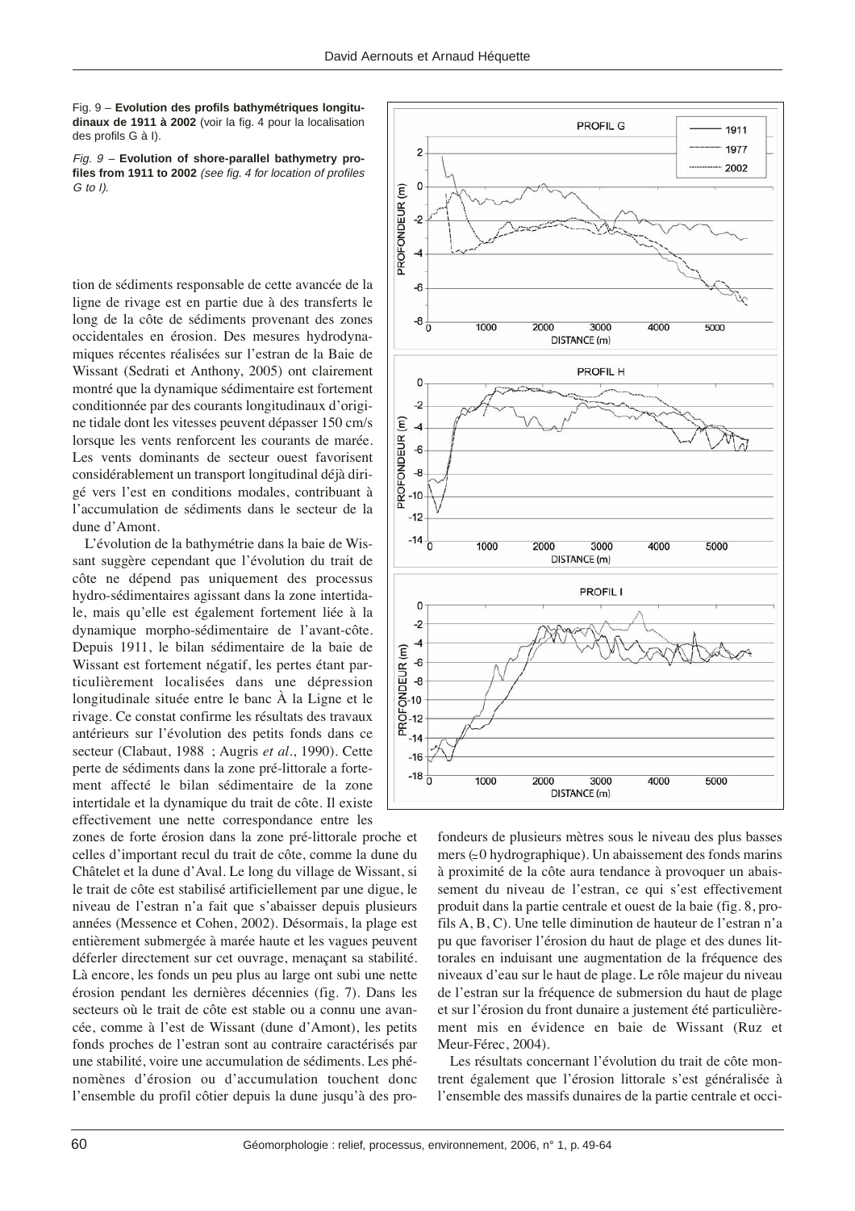Fig. 9 – **Evolution des profils bathymétriques longitudinaux de 1911 à 2002** (voir la fig. 4 pour la localisation des profils G à I).

*Fig. 9* – **Evolution of shore-parallel bathymetry profiles from 1911 to 2002** *(see fig. 4 for location of profiles G to I).*

tion de sédiments responsable de cette avancée de la ligne de rivage est en partie due à des transferts le long de la côte de sédiments provenant des zones occidentales en érosion. Des mesures hydrodynamiques récentes réalisées sur l'estran de la Baie de Wissant (Sedrati et Anthony, 2005) ont clairement montré que la dynamique sédimentaire est fortement conditionnée par des courants longitudinaux d'origine tidale dont les vitesses peuvent dépasser 150 cm/s lorsque les vents renforcent les courants de marée. Les vents dominants de secteur ouest favorisent considérablement un transport longitudinal déjà dirigé vers l'est en conditions modales, contribuant à l'accumulation de sédiments dans le secteur de la dune d'Amont.

L'évolution de la bathymétrie dans la baie de Wissant suggère cependant que l'évolution du trait de côte ne dépend pas uniquement des processus hydro-sédimentaires agissant dans la zone intertidale, mais qu'elle est également fortement liée à la dynamique morpho-sédimentaire de l'avant-côte. Depuis 1911, le bilan sédimentaire de la baie de Wissant est fortement négatif, les pertes étant particulièrement localisées dans une dépression longitudinale située entre le banc À la Ligne et le rivage. Ce constat confirme les résultats des travaux antérieurs sur l'évolution des petits fonds dans ce secteur (Clabaut, 1988 ; Augris *et al*., 1990). Cette perte de sédiments dans la zone pré-littorale a fortement affecté le bilan sédimentaire de la zone intertidale et la dynamique du trait de côte. Il existe effectivement une nette correspondance entre les zones de forte érosion dans la zone pré-littorale proche et celles d'important recul du trait de côte, comme la dune du Châtelet et la dune d'Aval. Le long du village de Wissant, si le trait de côte est stabilisé artificiellement par une digue, le niveau de l'estran n'a fait que s'abaisser depuis plusieurs années (Messence et Cohen, 2002). Désormais, la plage est entièrement submergée à marée haute et les vagues peuvent déferler directement sur cet ouvrage, menaçant sa stabilité. Là encore, les fonds un peu plus au large ont subi une nette érosion pendant les dernières décennies (fig. 7). Dans les secteurs où le trait de côte est stable ou a connu une avancée, comme à l'est de Wissant (dune d'Amont), les petits fonds proches de l'estran sont au contraire caractérisés par une stabilité, voire une accumulation de sédiments. Les phénomènes d'érosion ou d'accumulation touchent donc l'ensemble du profil côtier depuis la dune jusqu'à des profondeurs de plusieurs mètres sous le niveau des plus basses mers (≈0 hydrographique). Un abaissement des fonds marins à proximité de la côte aura tendance à provoquer un abaissement du niveau de l'estran, ce qui s'est effectivement produit dans la partie centrale et ouest de la baie (fig. 8, profils A, B, C). Une telle diminution de hauteur de l'estran n'a pu que favoriser l'érosion du haut de plage et des dunes littorales en induisant une augmentation de la fréquence des niveaux d'eau sur le haut de plage. Le rôle majeur du niveau de l'estran sur la fréquence de submersion du haut de plage et sur l'érosion du front dunaire a justement été particulièrement mis en évidence en baie de Wissant (Ruz et Meur-Férec, 2004).

Les résultats concernant l'évolution du trait de côte montrent également que l'érosion littorale s'est généralisée à l'ensemble des massifs dunaires de la partie centrale et occi-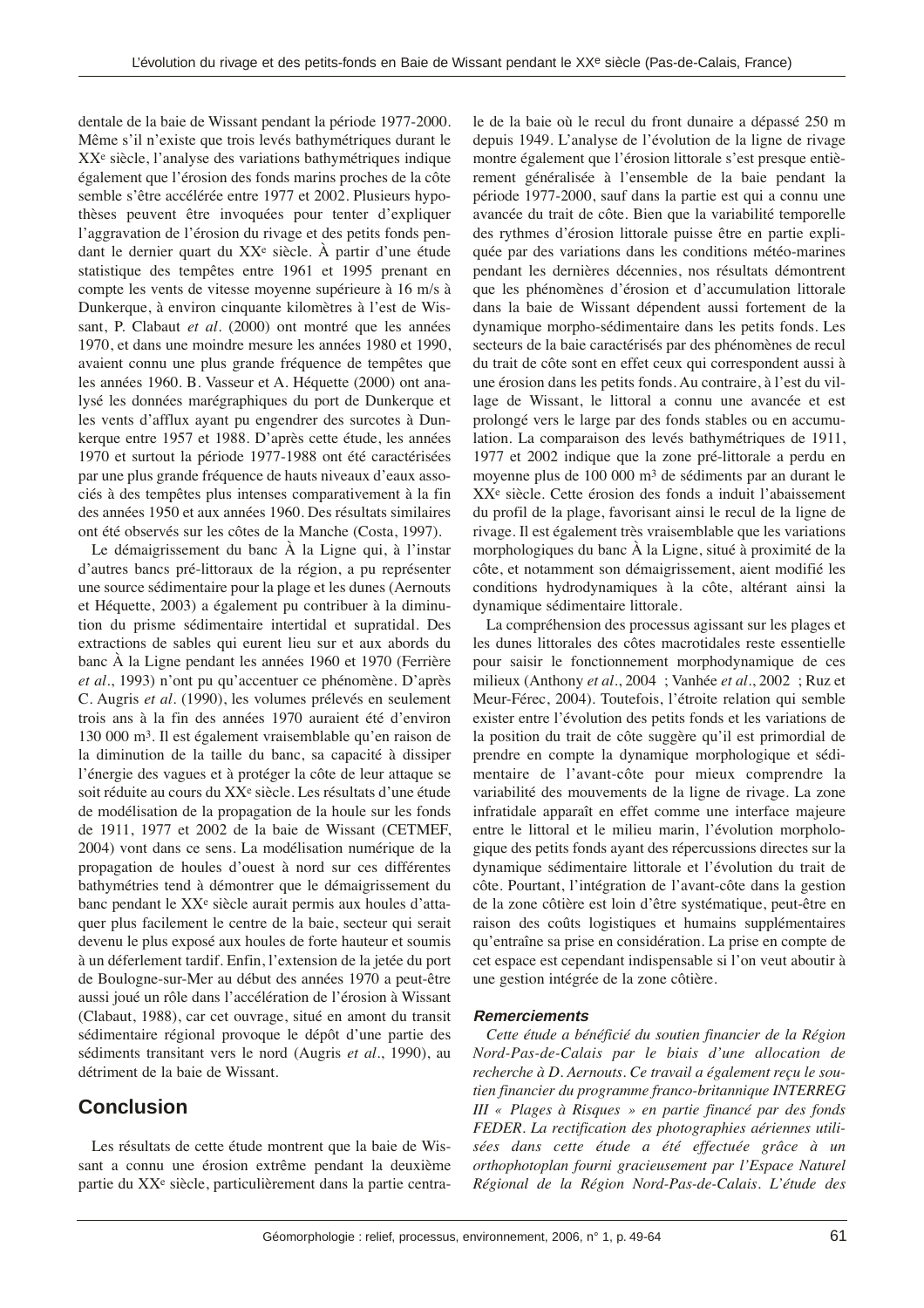dentale de la baie de Wissant pendant la période 1977-2000. Même s'il n'existe que trois levés bathymétriques durant le XXe siècle, l'analyse des variations bathymétriques indique également que l'érosion des fonds marins proches de la côte semble s'être accélérée entre 1977 et 2002. Plusieurs hypothèses peuvent être invoquées pour tenter d'expliquer l'aggravation de l'érosion du rivage et des petits fonds pendant le dernier quart du XXe siècle. À partir d'une étude statistique des tempêtes entre 1961 et 1995 prenant en compte les vents de vitesse moyenne supérieure à 16 m/s à Dunkerque, à environ cinquante kilomètres à l'est de Wissant, P. Clabaut *et al.* (2000) ont montré que les années 1970, et dans une moindre mesure les années 1980 et 1990, avaient connu une plus grande fréquence de tempêtes que les années 1960. B. Vasseur et A. Héquette (2000) ont analysé les données marégraphiques du port de Dunkerque et les vents d'afflux ayant pu engendrer des surcotes à Dunkerque entre 1957 et 1988. D'après cette étude, les années 1970 et surtout la période 1977-1988 ont été caractérisées par une plus grande fréquence de hauts niveaux d'eaux associés à des tempêtes plus intenses comparativement à la fin des années 1950 et aux années 1960. Des résultats similaires ont été observés sur les côtes de la Manche (Costa, 1997).

Le démaigrissement du banc À la Ligne qui, à l'instar d'autres bancs pré-littoraux de la région, a pu représenter une source sédimentaire pour la plage et les dunes (Aernouts et Héquette, 2003) a également pu contribuer à la diminution du prisme sédimentaire intertidal et supratidal. Des extractions de sables qui eurent lieu sur et aux abords du banc À la Ligne pendant les années 1960 et 1970 (Ferrière *et al.*, 1993) n'ont pu qu'accentuer ce phénomène. D'après C. Augris *et al.* (1990), les volumes prélevés en seulement trois ans à la fin des années 1970 auraient été d'environ 130 000 m$^3$. Il est également vraisemblable qu'en raison de la diminution de la taille du banc, sa capacité à dissiper l'énergie des vagues et à protéger la côte de leur attaque se soit réduite au cours du XXe siècle. Les résultats d'une étude de modélisation de la propagation de la houle sur les fonds de 1911, 1977 et 2002 de la baie de Wissant (CETMEF, 2004) vont dans ce sens. La modélisation numérique de la propagation de houles d'ouest à nord sur ces différentes bathymétries tend à démontrer que le démaigrissement du banc pendant le XXe siècle aurait permis aux houles d'attaquer plus facilement le centre de la baie, secteur qui serait devenu le plus exposé aux houles de forte hauteur et soumis à un déferlement tardif. Enfin, l'extension de la jetée du port de Boulogne-sur-Mer au début des années 1970 a peut-être aussi joué un rôle dans l'accélération de l'érosion à Wissant (Clabaut, 1988), car cet ouvrage, situé en amont du transit sédimentaire régional provoque le dépôt d'une partie des sédiments transitant vers le nord (Augris *et al.*, 1990), au détriment de la baie de Wissant.

## Conclusion

Les résultats de cette étude montrent que la baie de Wissant a connu une érosion extrême pendant la deuxième partie du XXe siècle, particulièrement dans la partie centrale de la baie où le recul du front dunaire a dépassé 250 m depuis 1949. L'analyse de l'évolution de la ligne de rivage montre également que l'érosion littorale s'est presque entièrement généralisée à l'ensemble de la baie pendant la période 1977-2000, sauf dans la partie est qui a connu une avancée du trait de côte. Bien que la variabilité temporelle des rythmes d'érosion littorale puisse être en partie expliquée par des variations dans les conditions météo-marines pendant les dernières décennies, nos résultats démontrent que les phénomènes d'érosion et d'accumulation littorale dans la baie de Wissant dépendent aussi fortement de la dynamique morpho-sédimentaire dans les petits fonds. Les secteurs de la baie caractérisés par des phénomènes de recul du trait de côte sont en effet ceux qui correspondent aussi à une érosion dans les petits fonds. Au contraire, à l'est du village de Wissant, le littoral a connu une avancée et est prolongé vers le large par des fonds stables ou en accumulation. La comparaison des levés bathymétriques de 1911, 1977 et 2002 indique que la zone pré-littorale a perdu en moyenne plus de 100 000 m$^3$ de sédiments par an durant le XXe siècle. Cette érosion des fonds a induit l'abaissement du profil de la plage, favorisant ainsi le recul de la ligne de rivage. Il est également très vraisemblable que les variations morphologiques du banc À la Ligne, situé à proximité de la côte, et notamment son démaigrissement, aient modifié les conditions hydrodynamiques à la côte, altérant ainsi la dynamique sédimentaire littorale.

La compréhension des processus agissant sur les plages et les dunes littorales des côtes macrotidales reste essentielle pour saisir le fonctionnement morphodynamique de ces milieux (Anthony *et al.*, 2004 ; Vanhée *et al.*, 2002 ; Ruz et Meur-Férec, 2004). Toutefois, l'étroite relation qui semble exister entre l'évolution des petits fonds et les variations de la position du trait de côte suggère qu'il est primordial de prendre en compte la dynamique morphologique et sédimentaire de l'avant-côte pour mieux comprendre la variabilité des mouvements de la ligne de rivage. La zone infratidale apparaît en effet comme une interface majeure entre le littoral et le milieu marin, l'évolution morphologique des petits fonds ayant des répercussions directes sur la dynamique sédimentaire littorale et l'évolution du trait de côte. Pourtant, l'intégration de l'avant-côte dans la gestion de la zone côtière est loin d'être systématique, peut-être en raison des coûts logistiques et humains supplémentaires qu'entraîne sa prise en considération. La prise en compte de cet espace est cependant indispensable si l'on veut aboutir à une gestion intégrée de la zone côtière.

### Remerciements

*Cette étude a bénéficié du soutien financier de la Région Nord-Pas-de-Calais par le biais d'une allocation de recherche à D. Aernouts. Ce travail a également reçu le soutien financier du programme franco-britannique INTERREG III « Plages à Risques » en partie financé par des fonds FEDER. La rectification des photographies aériennes utilisées dans cette étude a été effectuée grâce à un orthophotoplan fourni gracieusement par l'Espace Naturel Régional de la Région Nord-Pas-de-Calais. L'étude des*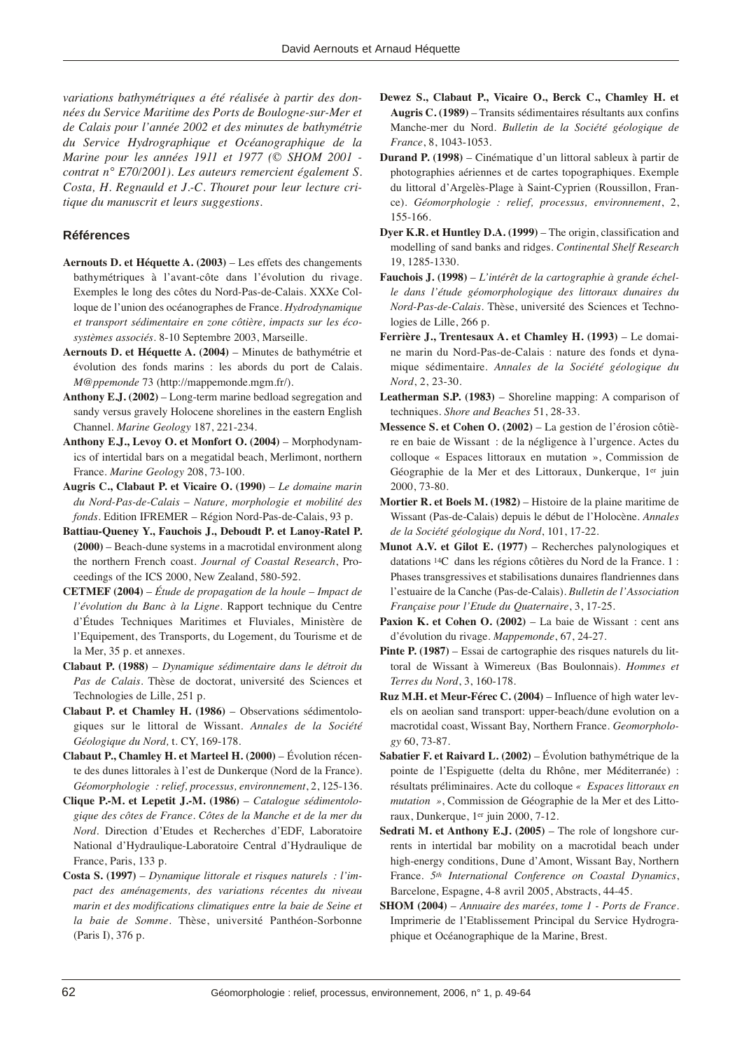*variations bathymétriques a été réalisée à partir des données du Service Maritime des Ports de Boulogne-sur-Mer et de Calais pour l'année 2002 et des minutes de bathymétrie du Service Hydrographique et Océanographique de la Marine pour les années 1911 et 1977 (© SHOM 2001 - contrat n° E70/2001). Les auteurs remercient également S. Costa, H. Regnauld et J.-C. Thouret pour leur lecture critique du manuscrit et leurs suggestions.*

## Références

**Aernouts D. et Héquette A. (2003)** – Les effets des changements bathymétriques à l'avant-côte dans l'évolution du rivage. Exemples le long des côtes du Nord-Pas-de-Calais. XXXe Colloque de l'union des océanographes de France. *Hydrodynamique et transport sédimentaire en zone côtière, impacts sur les écosystèmes associés*. 8-10 Septembre 2003, Marseille.

**Aernouts D. et Héquette A. (2004)** – Minutes de bathymétrie et évolution des fonds marins : les abords du port de Calais. *M@ppemonde* 73 (http://mappemonde.mgm.fr/).

**Anthony E.J. (2002)** – Long-term marine bedload segregation and sandy versus gravely Holocene shorelines in the eastern English Channel. *Marine Geology* 187, 221-234.

**Anthony E.J., Levoy O. et Monfort O. (2004)** – Morphodynamics of intertidal bars on a megatidal beach, Merlimont, northern France. *Marine Geology* 208, 73-100.

**Augris C., Clabaut P. et Vicaire O. (1990)** – *Le domaine marin du Nord-Pas-de-Calais – Nature, morphologie et mobilité des fonds*. Edition IFREMER – Région Nord-Pas-de-Calais, 93 p.

**Battiau-Queney Y., Fauchois J., Deboudt P. et Lanoy-Ratel P. (2000)** – Beach-dune systems in a macrotidal environment along the northern French coast. *Journal of Coastal Research*, Proceedings of the ICS 2000, New Zealand, 580-592.

**CETMEF (2004)** – *Étude de propagation de la houle – Impact de l'évolution du Banc à la Ligne*. Rapport technique du Centre d'Études Techniques Maritimes et Fluviales, Ministère de l'Equipement, des Transports, du Logement, du Tourisme et de la Mer, 35 p. et annexes.

**Clabaut P. (1988)** – *Dynamique sédimentaire dans le détroit du Pas de Calais*. Thèse de doctorat, université des Sciences et Technologies de Lille, 251 p.

**Clabaut P. et Chamley H. (1986)** – Observations sédimentologiques sur le littoral de Wissant. *Annales de la Société Géologique du Nord,* t. CY, 169-178.

**Clabaut P., Chamley H. et Marteel H. (2000)** – Évolution récente des dunes littorales à l'est de Dunkerque (Nord de la France). *Géomorphologie : relief, processus, environnement*, 2, 125-136.

**Clique P.-M. et Lepetit J.-M. (1986)** – *Catalogue sédimentologique des côtes de France. Côtes de la Manche et de la mer du Nord*. Direction d'Etudes et Recherches d'EDF, Laboratoire National d'Hydraulique-Laboratoire Central d'Hydraulique de France, Paris, 133 p.

**Costa S. (1997)** – *Dynamique littorale et risques naturels : l'impact des aménagements, des variations récentes du niveau marin et des modifications climatiques entre la baie de Seine et la baie de Somme*. Thèse, université Panthéon-Sorbonne (Paris I), 376 p.

**Dewez S., Clabaut P., Vicaire O., Berck C., Chamley H. et Augris C. (1989)** – Transits sédimentaires résultants aux confins Manche-mer du Nord. *Bulletin de la Société géologique de France*, 8, 1043-1053.

**Durand P. (1998)** – Cinématique d'un littoral sableux à partir de photographies aériennes et de cartes topographiques. Exemple du littoral d'Argelès-Plage à Saint-Cyprien (Roussillon, France). *Géomorphologie : relief, processus, environnement*, 2, 155-166.

**Dyer K.R. et Huntley D.A. (1999)** – The origin, classification and modelling of sand banks and ridges. *Continental Shelf Research* 19, 1285-1330.

**Fauchois J. (1998)** – *L'intérêt de la cartographie à grande échelle dans l'étude géomorphologique des littoraux dunaires du Nord-Pas-de-Calais*. Thèse, université des Sciences et Technologies de Lille, 266 p.

**Ferrière J., Trentesaux A. et Chamley H. (1993)** – Le domaine marin du Nord-Pas-de-Calais : nature des fonds et dynamique sédimentaire. *Annales de la Société géologique du Nord*, 2, 23-30.

**Leatherman S.P. (1983)** – Shoreline mapping: A comparison of techniques. *Shore and Beaches* 51, 28-33.

**Messence S. et Cohen O. (2002)** – La gestion de l'érosion côtière en baie de Wissant : de la négligence à l'urgence. Actes du colloque « Espaces littoraux en mutation », Commission de Géographie de la Mer et des Littoraux, Dunkerque, 1er juin 2000, 73-80.

**Mortier R. et Boels M. (1982)** – Histoire de la plaine maritime de Wissant (Pas-de-Calais) depuis le début de l'Holocène. *Annales de la Société géologique du Nord*, 101, 17-22.

**Munot A.V. et Gilot E. (1977)** – Recherches palynologiques et datations $^{14}C$ dans les régions côtières du Nord de la France. 1 : Phases transgressives et stabilisations dunaires flandriennes dans l'estuaire de la Canche (Pas-de-Calais). *Bulletin de l'Association Française pour l'Etude du Quaternaire*, 3, 17-25.

**Paxion K. et Cohen O. (2002)** – La baie de Wissant : cent ans d'évolution du rivage. *Mappemonde*, 67, 24-27.

**Pinte P. (1987)** – Essai de cartographie des risques naturels du littoral de Wissant à Wimereux (Bas Boulonnais). *Hommes et Terres du Nord*, 3, 160-178.

**Ruz M.H. et Meur-Férec C. (2004)** – Influence of high water levels on aeolian sand transport: upper-beach/dune evolution on a macrotidal coast, Wissant Bay, Northern France. *Geomorphology* 60, 73-87.

**Sabatier F. et Raivard L. (2002)** – Évolution bathymétrique de la pointe de l'Espiguette (delta du Rhône, mer Méditerranée) : résultats préliminaires. Acte du colloque *« Espaces littoraux en mutation »*, Commission de Géographie de la Mer et des Littoraux, Dunkerque, 1er juin 2000, 7-12.

**Sedrati M. et Anthony E.J. (2005)** – The role of longshore currents in intertidal bar mobility on a macrotidal beach under high-energy conditions, Dune d'Amont, Wissant Bay, Northern France. *5th International Conference on Coastal Dynamics*, Barcelone, Espagne, 4-8 avril 2005, Abstracts, 44-45.

**SHOM (2004)** – *Annuaire des marées, tome 1 - Ports de France*. Imprimerie de l'Etablissement Principal du Service Hydrographique et Océanographique de la Marine, Brest.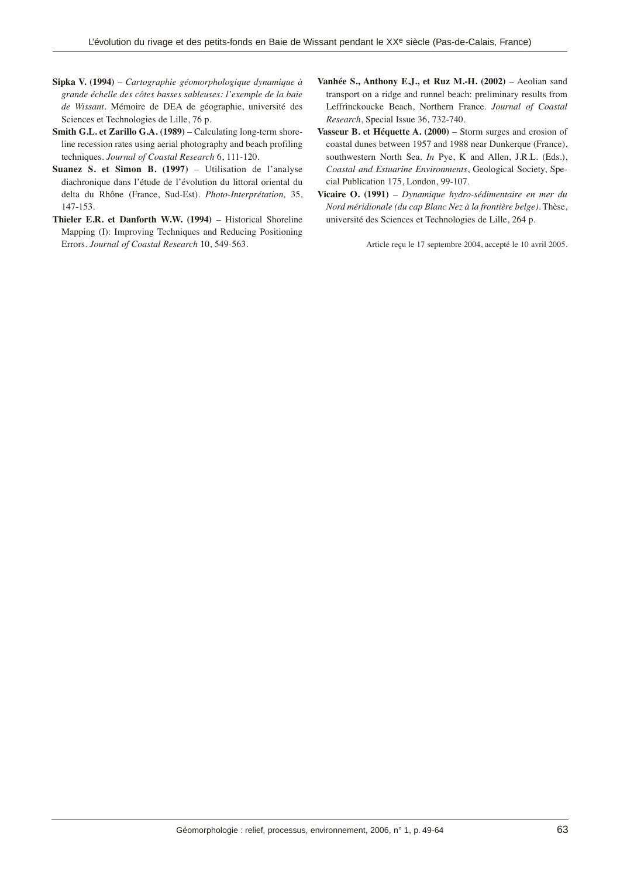**Sipka V. (1994)** – *Cartographie géomorphologique dynamique à grande échelle des côtes basses sableuses: l'exemple de la baie de Wissant*. Mémoire de DEA de géographie, université des Sciences et Technologies de Lille, 76 p.

**Smith G.L. et Zarillo G.A. (1989)** – Calculating long-term shoreline recession rates using aerial photography and beach profiling techniques. *Journal of Coastal Research* 6, 111-120.

**Suanez S. et Simon B. (1997)** – Utilisation de l'analyse diachronique dans l'étude de l'évolution du littoral oriental du delta du Rhône (France, Sud-Est). *Photo-Interprétation,* 35, 147-153.

**Thieler E.R. et Danforth W.W. (1994)** – Historical Shoreline Mapping (I): Improving Techniques and Reducing Positioning Errors. *Journal of Coastal Research* 10, 549-563.

**Vanhée S., Anthony E.J., et Ruz M.-H. (2002)** – Aeolian sand transport on a ridge and runnel beach: preliminary results from Leffrinckoucke Beach, Northern France. *Journal of Coastal Research*, Special Issue 36, 732-740.

**Vasseur B. et Héquette A. (2000)** – Storm surges and erosion of coastal dunes between 1957 and 1988 near Dunkerque (France), southwestern North Sea. *In* Pye, K and Allen, J.R.L. (Eds.), *Coastal and Estuarine Environments*, Geological Society, Special Publication 175, London, 99-107.

**Vicaire O. (1991)** – *Dynamique hydro-sédimentaire en mer du Nord méridionale (du cap Blanc Nez à la frontière belge)*. Thèse, université des Sciences et Technologies de Lille, 264 p.

Article reçu le 17 septembre 2004, accepté le 10 avril 2005.